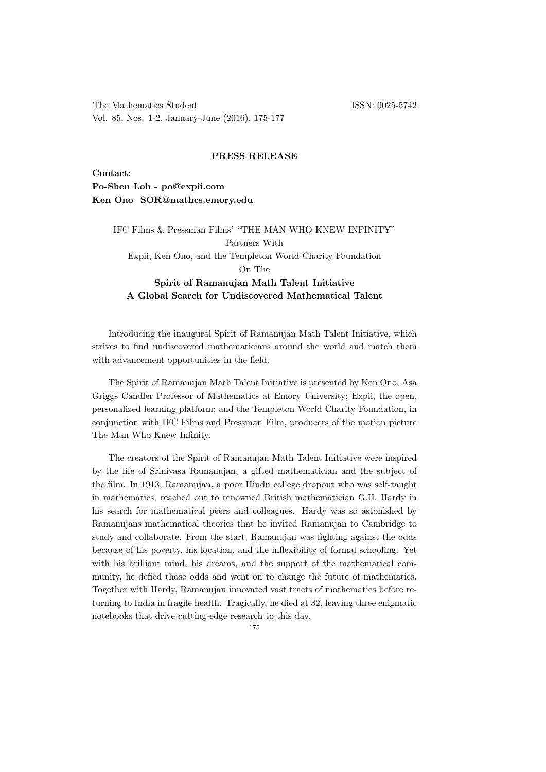## PRESS RELEASE

**Contact**:
**Po-Shen Loh - po@expii.com**
**Ken Ono SOR@mathcs.emory.edu**

IFC Films & Pressman Films' "THE MAN WHO KNEW INFINITY"
Partners With
Expii, Ken Ono, and the Templeton World Charity Foundation
On The
**Spirit of Ramanujan Math Talent Initiative**
**A Global Search for Undiscovered Mathematical Talent**

Introducing the inaugural Spirit of Ramanujan Math Talent Initiative, which strives to find undiscovered mathematicians around the world and match them with advancement opportunities in the field.

The Spirit of Ramanujan Math Talent Initiative is presented by Ken Ono, Asa Griggs Candler Professor of Mathematics at Emory University; Expii, the open, personalized learning platform; and the Templeton World Charity Foundation, in conjunction with IFC Films and Pressman Film, producers of the motion picture The Man Who Knew Infinity.

The creators of the Spirit of Ramanujan Math Talent Initiative were inspired by the life of Srinivasa Ramanujan, a gifted mathematician and the subject of the film. In 1913, Ramanujan, a poor Hindu college dropout who was self-taught in mathematics, reached out to renowned British mathematician G.H. Hardy in his search for mathematical peers and colleagues. Hardy was so astonished by Ramanujans mathematical theories that he invited Ramanujan to Cambridge to study and collaborate. From the start, Ramanujan was fighting against the odds because of his poverty, his location, and the inflexibility of formal schooling. Yet with his brilliant mind, his dreams, and the support of the mathematical community, he defied those odds and went on to change the future of mathematics. Together with Hardy, Ramanujan innovated vast tracts of mathematics before returning to India in fragile health. Tragically, he died at 32, leaving three enigmatic notebooks that drive cutting-edge research to this day.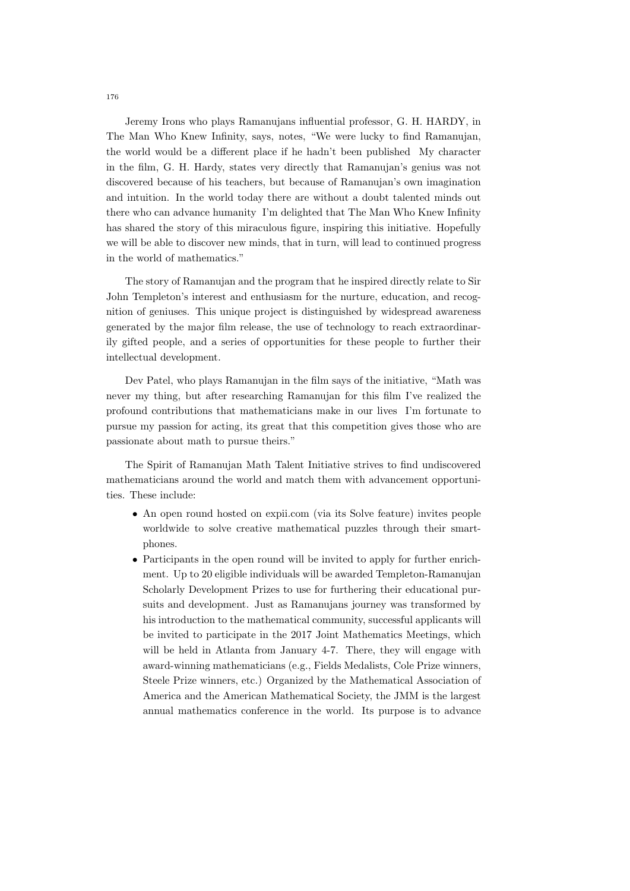Jeremy Irons who plays Ramanujans influential professor, G. H. HARDY, in The Man Who Knew Infinity, says, notes, "We were lucky to find Ramanujan, the world would be a different place if he hadn't been published  My character in the film, G. H. Hardy, states very directly that Ramanujan's genius was not discovered because of his teachers, but because of Ramanujan's own imagination and intuition. In the world today there are without a doubt talented minds out there who can advance humanity  I'm delighted that The Man Who Knew Infinity has shared the story of this miraculous figure, inspiring this initiative. Hopefully we will be able to discover new minds, that in turn, will lead to continued progress in the world of mathematics."

The story of Ramanujan and the program that he inspired directly relate to Sir John Templeton's interest and enthusiasm for the nurture, education, and recognition of geniuses. This unique project is distinguished by widespread awareness generated by the major film release, the use of technology to reach extraordinarily gifted people, and a series of opportunities for these people to further their intellectual development.

Dev Patel, who plays Ramanujan in the film says of the initiative, "Math was never my thing, but after researching Ramanujan for this film I've realized the profound contributions that mathematicians make in our lives  I'm fortunate to pursue my passion for acting, its great that this competition gives those who are passionate about math to pursue theirs."

The Spirit of Ramanujan Math Talent Initiative strives to find undiscovered mathematicians around the world and match them with advancement opportunities. These include:

- An open round hosted on expii.com (via its Solve feature) invites people worldwide to solve creative mathematical puzzles through their smartphones.
- Participants in the open round will be invited to apply for further enrichment. Up to 20 eligible individuals will be awarded Templeton-Ramanujan Scholarly Development Prizes to use for furthering their educational pursuits and development. Just as Ramanujans journey was transformed by his introduction to the mathematical community, successful applicants will be invited to participate in the 2017 Joint Mathematics Meetings, which will be held in Atlanta from January 4-7. There, they will engage with award-winning mathematicians (e.g., Fields Medalists, Cole Prize winners, Steele Prize winners, etc.) Organized by the Mathematical Association of America and the American Mathematical Society, the JMM is the largest annual mathematics conference in the world. Its purpose is to advance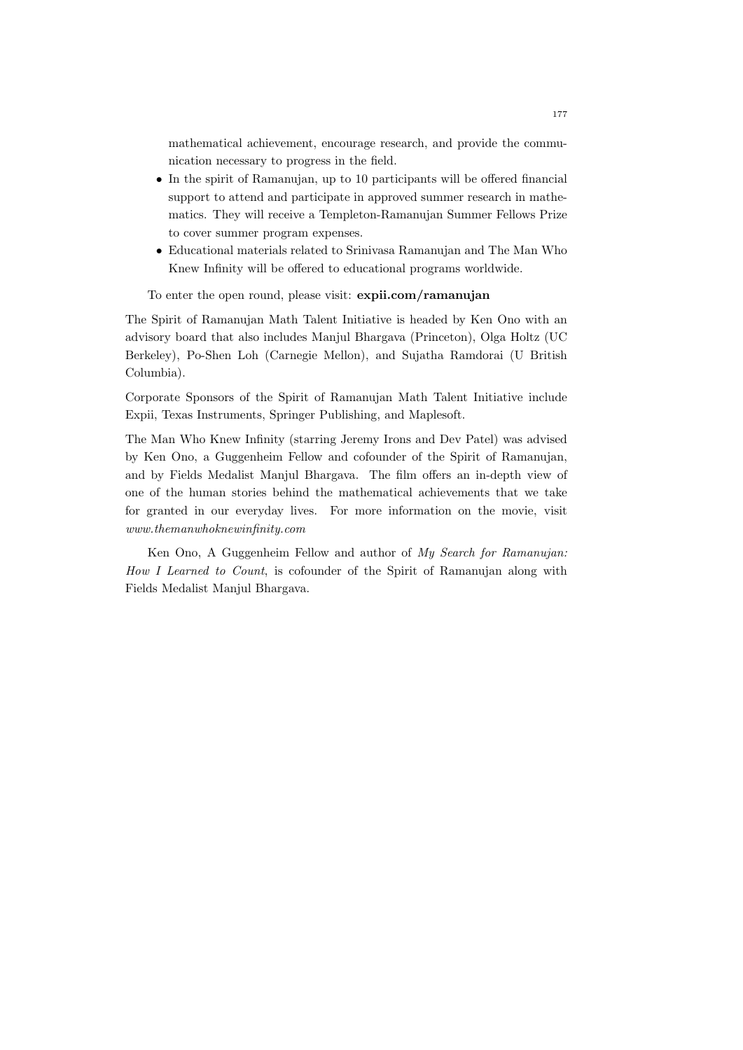mathematical achievement, encourage research, and provide the communication necessary to progress in the field.

- In the spirit of Ramanujan, up to 10 participants will be offered financial support to attend and participate in approved summer research in mathematics. They will receive a Templeton-Ramanujan Summer Fellows Prize to cover summer program expenses.
- Educational materials related to Srinivasa Ramanujan and The Man Who Knew Infinity will be offered to educational programs worldwide.

To enter the open round, please visit: **expii.com/ramanujan**

The Spirit of Ramanujan Math Talent Initiative is headed by Ken Ono with an advisory board that also includes Manjul Bhargava (Princeton), Olga Holtz (UC Berkeley), Po-Shen Loh (Carnegie Mellon), and Sujatha Ramdorai (U British Columbia).

Corporate Sponsors of the Spirit of Ramanujan Math Talent Initiative include Expii, Texas Instruments, Springer Publishing, and Maplesoft.

The Man Who Knew Infinity (starring Jeremy Irons and Dev Patel) was advised by Ken Ono, a Guggenheim Fellow and cofounder of the Spirit of Ramanujan, and by Fields Medalist Manjul Bhargava. The film offers an in-depth view of one of the human stories behind the mathematical achievements that we take for granted in our everyday lives. For more information on the movie, visit *www.themanwhoknewinfinity.com*

Ken Ono, A Guggenheim Fellow and author of *My Search for Ramanujan: How I Learned to Count*, is cofounder of the Spirit of Ramanujan along with Fields Medalist Manjul Bhargava.